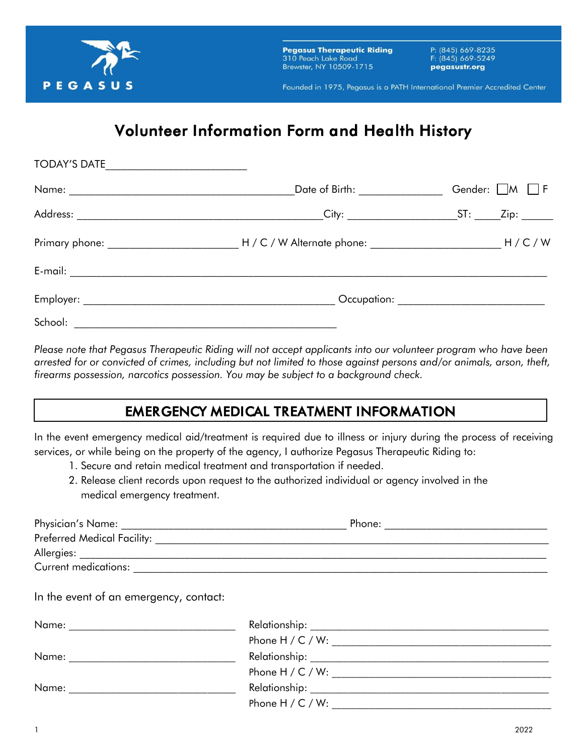PEGASUS

**Pegasus Therapeutic Riding**
310 Peach Lake Road
Brewster, NY 10509-1715

P: (845) 669-8235
F: (845) 669-5249
**pegasustr.org**

Founded in 1975, Pegasus is a PATH International Premier Accredited Center

# Volunteer Information Form and Health History

TODAY'S DATE________________________

Name: ________________________________________ Date of Birth: ______________ Gender: ☐M ☐F

Address: ___________________________________________ City: __________________ ST: ____ Zip: ______

Primary phone: _______________________ H / C / W Alternate phone: _______________________ H / C / W

E-mail: ___________________________________________________________________________________

Employer: ____________________________________________ Occupation: __________________________

School: ______________________________________________

*Please note that Pegasus Therapeutic Riding will not accept applicants into our volunteer program who have been arrested for or convicted of crimes, including but not limited to those against persons and/or animals, arson, theft, firearms possession, narcotics possession. You may be subject to a background check.*

## EMERGENCY MEDICAL TREATMENT INFORMATION

In the event emergency medical aid/treatment is required due to illness or injury during the process of receiving services, or while being on the property of the agency, I authorize Pegasus Therapeutic Riding to:

1. Secure and retain medical treatment and transportation if needed.
2. Release client records upon request to the authorized individual or agency involved in the medical emergency treatment.

Physician's Name: _______________________________________ Phone: ____________________________
Preferred Medical Facility: _________________________________________________________________
Allergies: _______________________________________________________________________________
Current medications: _____________________________________________________________________

In the event of an emergency, contact:

Name: ____________________________ Relationship: ________________________________________
Phone H / C / W: ____________________________________

Name: ____________________________ Relationship: ________________________________________
Phone H / C / W: ____________________________________

Name: ____________________________ Relationship: ________________________________________
Phone H / C / W: ____________________________________

2022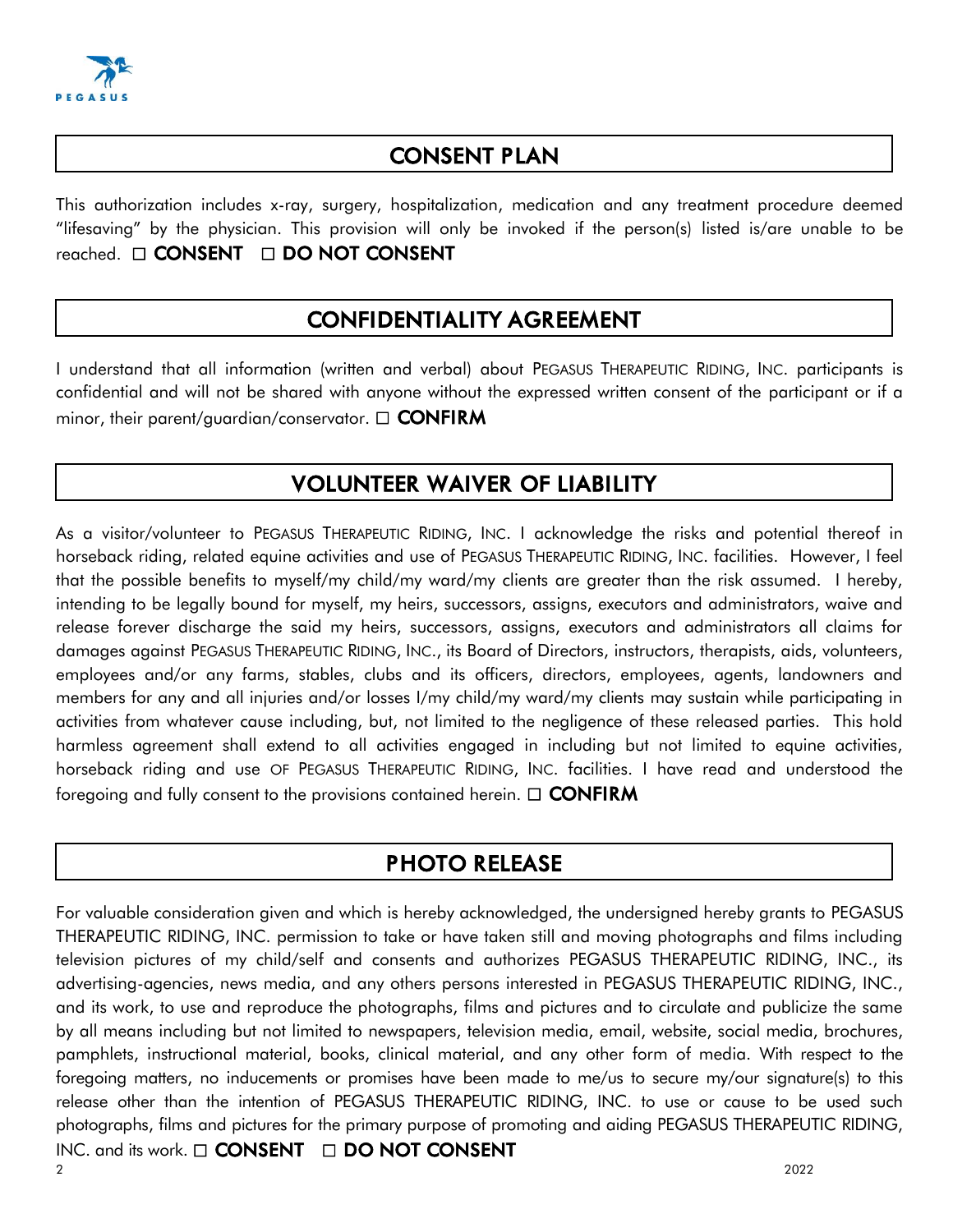## CONSENT PLAN

This authorization includes x-ray, surgery, hospitalization, medication and any treatment procedure deemed "lifesaving" by the physician. This provision will only be invoked if the person(s) listed is/are unable to be reached. ☐ **CONSENT** ☐ **DO NOT CONSENT**

## CONFIDENTIALITY AGREEMENT

I understand that all information (written and verbal) about PEGASUS THERAPEUTIC RIDING, INC. participants is confidential and will not be shared with anyone without the expressed written consent of the participant or if a minor, their parent/guardian/conservator. ☐ **CONFIRM**

## VOLUNTEER WAIVER OF LIABILITY

As a visitor/volunteer to PEGASUS THERAPEUTIC RIDING, INC. I acknowledge the risks and potential thereof in horseback riding, related equine activities and use of PEGASUS THERAPEUTIC RIDING, INC. facilities. However, I feel that the possible benefits to myself/my child/my ward/my clients are greater than the risk assumed. I hereby, intending to be legally bound for myself, my heirs, successors, assigns, executors and administrators, waive and release forever discharge the said my heirs, successors, assigns, executors and administrators all claims for damages against PEGASUS THERAPEUTIC RIDING, INC., its Board of Directors, instructors, therapists, aids, volunteers, employees and/or any farms, stables, clubs and its officers, directors, employees, agents, landowners and members for any and all injuries and/or losses I/my child/my ward/my clients may sustain while participating in activities from whatever cause including, but, not limited to the negligence of these released parties. This hold harmless agreement shall extend to all activities engaged in including but not limited to equine activities, horseback riding and use OF PEGASUS THERAPEUTIC RIDING, INC. facilities. I have read and understood the foregoing and fully consent to the provisions contained herein. ☐ **CONFIRM**

## PHOTO RELEASE

For valuable consideration given and which is hereby acknowledged, the undersigned hereby grants to PEGASUS THERAPEUTIC RIDING, INC. permission to take or have taken still and moving photographs and films including television pictures of my child/self and consents and authorizes PEGASUS THERAPEUTIC RIDING, INC., its advertising-agencies, news media, and any others persons interested in PEGASUS THERAPEUTIC RIDING, INC., and its work, to use and reproduce the photographs, films and pictures and to circulate and publicize the same by all means including but not limited to newspapers, television media, email, website, social media, brochures, pamphlets, instructional material, books, clinical material, and any other form of media. With respect to the foregoing matters, no inducements or promises have been made to me/us to secure my/our signature(s) to this release other than the intention of PEGASUS THERAPEUTIC RIDING, INC. to use or cause to be used such photographs, films and pictures for the primary purpose of promoting and aiding PEGASUS THERAPEUTIC RIDING, INC. and its work. ☐ **CONSENT** ☐ **DO NOT CONSENT**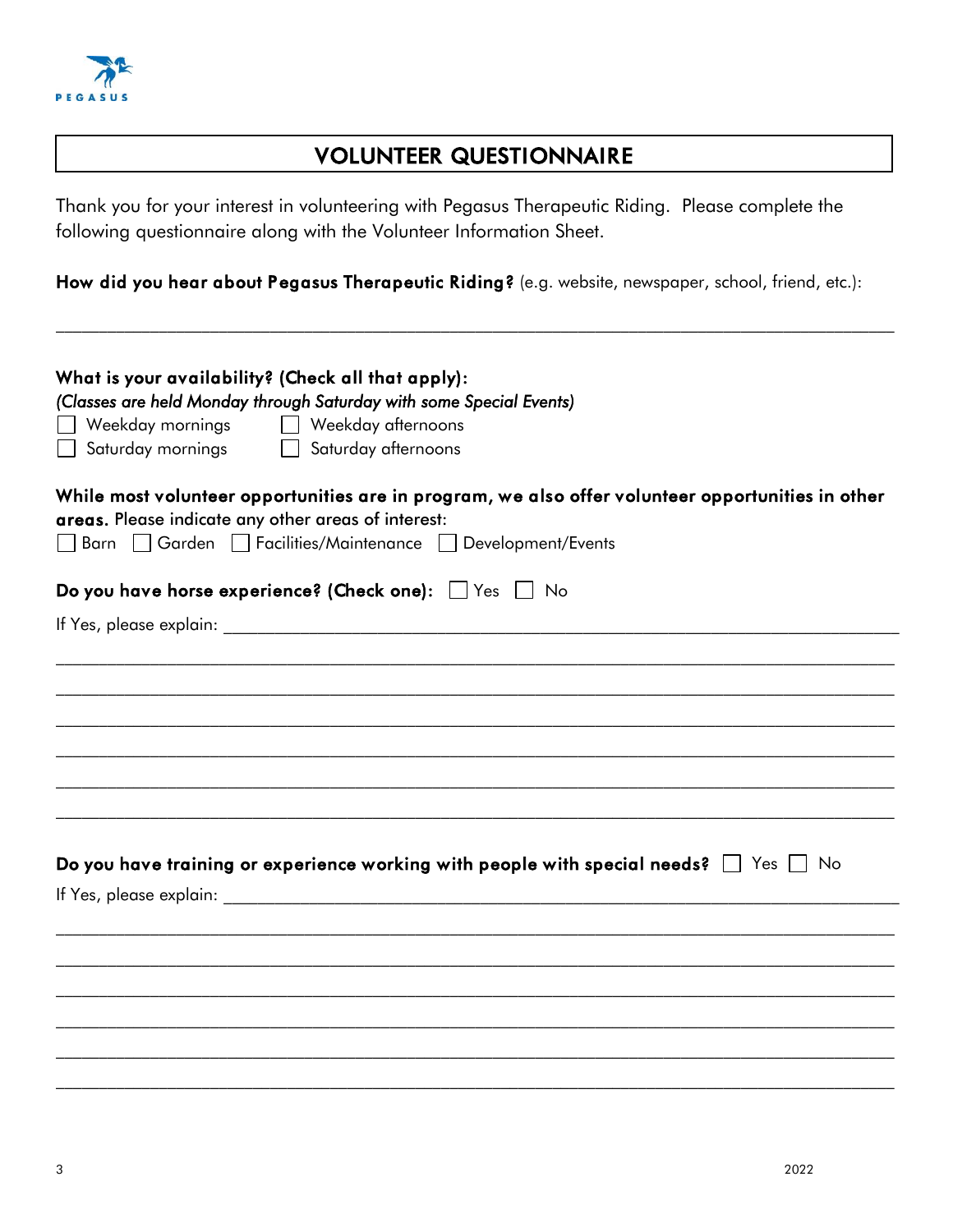# VOLUNTEER QUESTIONNAIRE

Thank you for your interest in volunteering with Pegasus Therapeutic Riding. Please complete the following questionnaire along with the Volunteer Information Sheet.

**How did you hear about Pegasus Therapeutic Riding?** (e.g. website, newspaper, school, friend, etc.):

______________________________________________________________________________

**What is your availability? (Check all that apply):**
*(Classes are held Monday through Saturday with some Special Events)*

- ☐ Weekday mornings
- ☐ Weekday afternoons
- ☐ Saturday mornings
- ☐ Saturday afternoons

**While most volunteer opportunities are in program, we also offer volunteer opportunities in other areas.** Please indicate any other areas of interest:

☐ Barn ☐ Garden ☐ Facilities/Maintenance ☐ Development/Events

**Do you have horse experience? (Check one):** ☐ Yes ☐ No

If Yes, please explain: ______________________________________________________________

______________________________________________________________________________

______________________________________________________________________________

______________________________________________________________________________

______________________________________________________________________________

______________________________________________________________________________

______________________________________________________________________________

**Do you have training or experience working with people with special needs?** ☐ Yes ☐ No

If Yes, please explain: ______________________________________________________________

______________________________________________________________________________

______________________________________________________________________________

______________________________________________________________________________

______________________________________________________________________________

______________________________________________________________________________

______________________________________________________________________________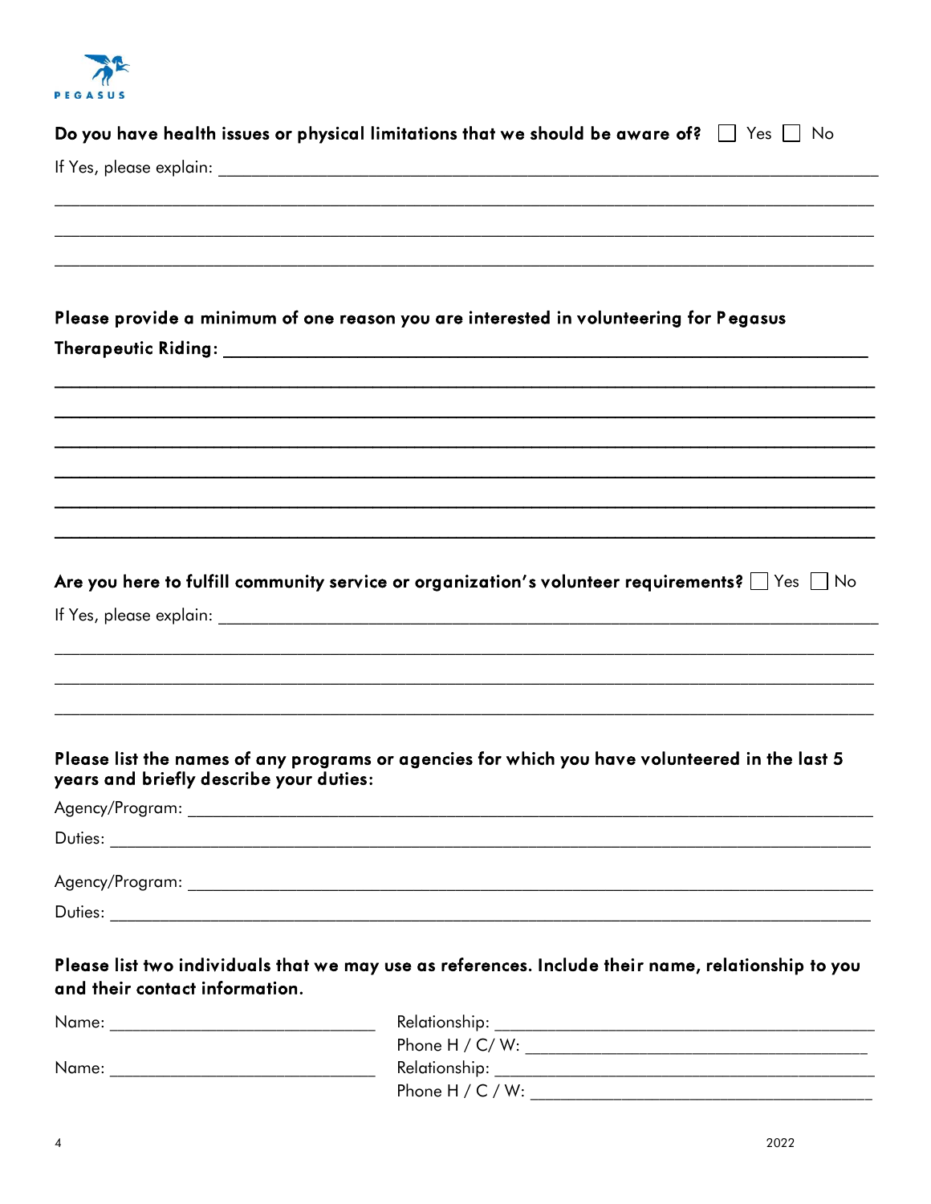**Do you have health issues or physical limitations that we should be aware of?** ☐ Yes ☐ No

If Yes, please explain: ____________________________________________________________

____________________________________________________________________________

____________________________________________________________________________

____________________________________________________________________________

**Please provide a minimum of one reason you are interested in volunteering for Pegasus Therapeutic Riding:** ____________________________________________________________

____________________________________________________________________________

____________________________________________________________________________

____________________________________________________________________________

____________________________________________________________________________

____________________________________________________________________________

____________________________________________________________________________

**Are you here to fulfill community service or organization's volunteer requirements?** ☐ Yes ☐ No

If Yes, please explain: ____________________________________________________________

____________________________________________________________________________

____________________________________________________________________________

____________________________________________________________________________

**Please list the names of any programs or agencies for which you have volunteered in the last 5 years and briefly describe your duties:**

Agency/Program: ____________________________________________________________

Duties: ____________________________________________________________________

Agency/Program: ____________________________________________________________

Duties: ____________________________________________________________________

**Please list two individuals that we may use as references. Include their name, relationship to you and their contact information.**

Name: ______________________________ Relationship: ______________________________

Phone H / C/ W: ______________________________

Name: ______________________________ Relationship: ______________________________

Phone H / C / W: ______________________________

2022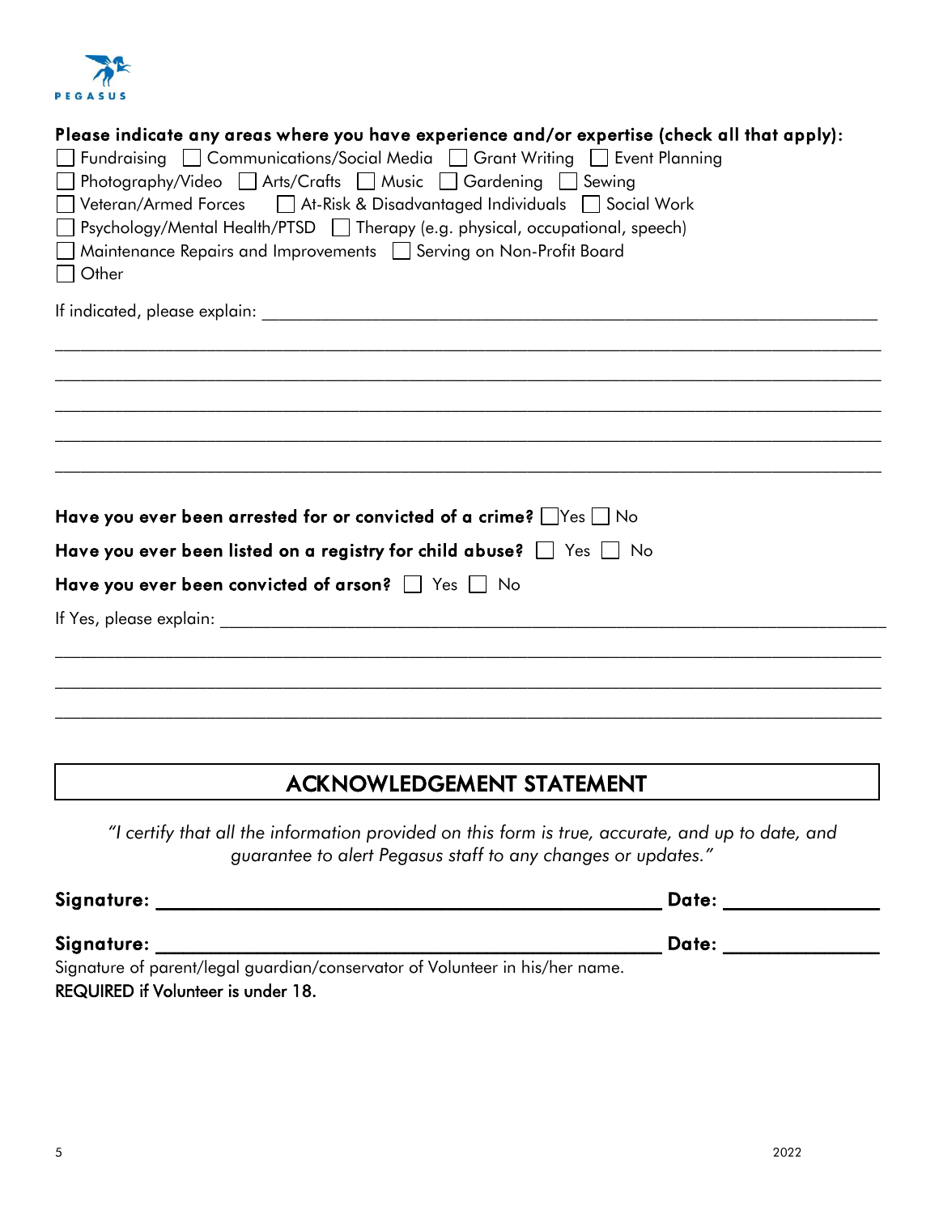PEGASUS

**Please indicate any areas where you have experience and/or expertise (check all that apply):**

☐ Fundraising ☐ Communications/Social Media ☐ Grant Writing ☐ Event Planning
☐ Photography/Video ☐ Arts/Crafts ☐ Music ☐ Gardening ☐ Sewing
☐ Veteran/Armed Forces ☐ At-Risk & Disadvantaged Individuals ☐ Social Work
☐ Psychology/Mental Health/PTSD ☐ Therapy (e.g. physical, occupational, speech)
☐ Maintenance Repairs and Improvements ☐ Serving on Non-Profit Board
☐ Other

If indicated, please explain: ______________________________________________________________

______________________________________________________________

______________________________________________________________

______________________________________________________________

______________________________________________________________

______________________________________________________________

**Have you ever been arrested for or convicted of a crime?** ☐ Yes ☐ No

**Have you ever been listed on a registry for child abuse?** ☐ Yes ☐ No

**Have you ever been convicted of arson?** ☐ Yes ☐ No

If Yes, please explain: ______________________________________________________________

______________________________________________________________

______________________________________________________________

______________________________________________________________

## ACKNOWLEDGEMENT STATEMENT

*"I certify that all the information provided on this form is true, accurate, and up to date, and guarantee to alert Pegasus staff to any changes or updates."*

**Signature:** ______________________________________ **Date:** ______________

**Signature:** ______________________________________ **Date:** ______________

Signature of parent/legal guardian/conservator of Volunteer in his/her name.
REQUIRED if Volunteer is under 18.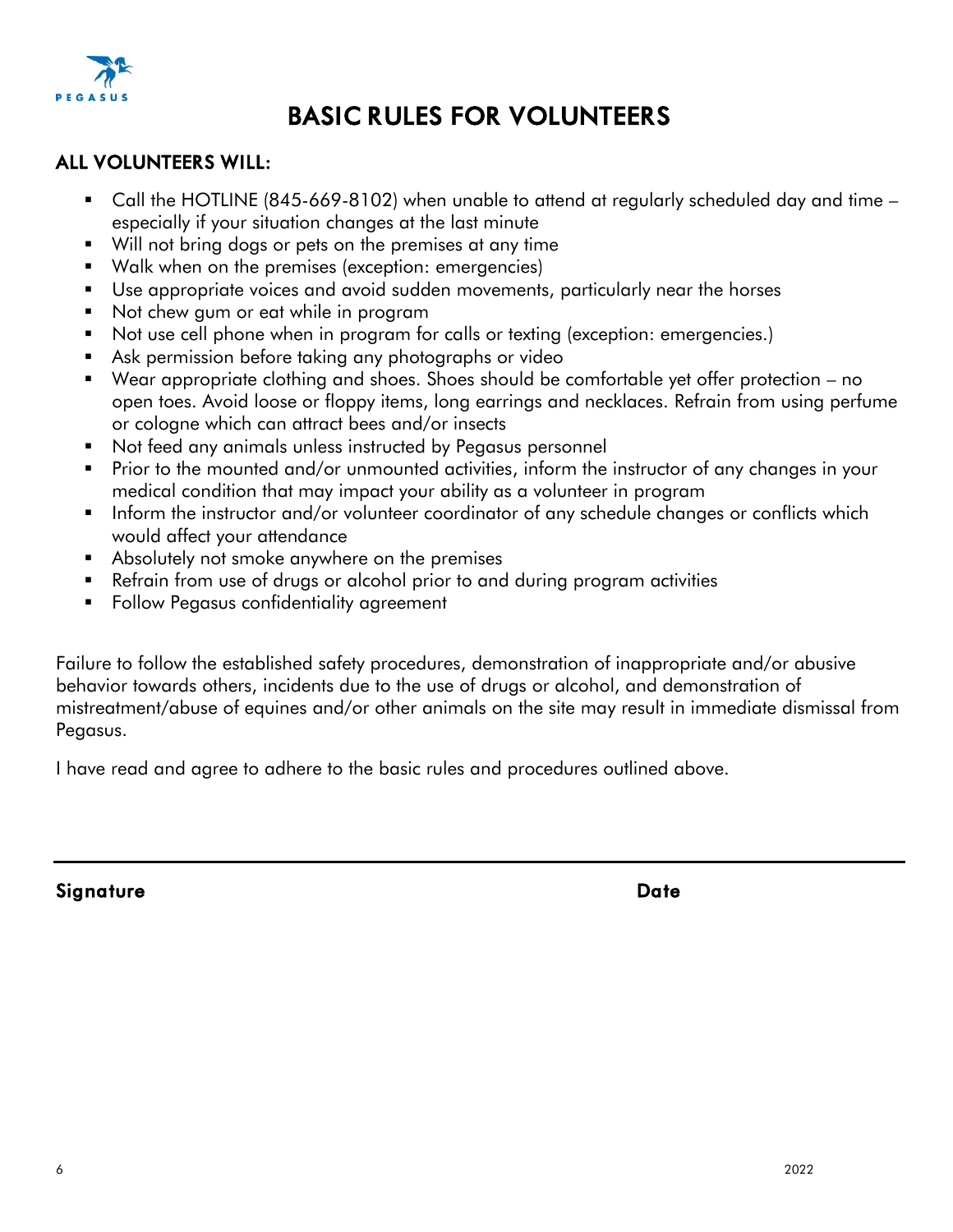PEGASUS

# BASIC RULES FOR VOLUNTEERS

## ALL VOLUNTEERS WILL:

- Call the HOTLINE (845-669-8102) when unable to attend at regularly scheduled day and time – especially if your situation changes at the last minute
- Will not bring dogs or pets on the premises at any time
- Walk when on the premises (exception: emergencies)
- Use appropriate voices and avoid sudden movements, particularly near the horses
- Not chew gum or eat while in program
- Not use cell phone when in program for calls or texting (exception: emergencies.)
- Ask permission before taking any photographs or video
- Wear appropriate clothing and shoes. Shoes should be comfortable yet offer protection – no open toes. Avoid loose or floppy items, long earrings and necklaces. Refrain from using perfume or cologne which can attract bees and/or insects
- Not feed any animals unless instructed by Pegasus personnel
- Prior to the mounted and/or unmounted activities, inform the instructor of any changes in your medical condition that may impact your ability as a volunteer in program
- Inform the instructor and/or volunteer coordinator of any schedule changes or conflicts which would affect your attendance
- Absolutely not smoke anywhere on the premises
- Refrain from use of drugs or alcohol prior to and during program activities
- Follow Pegasus confidentiality agreement

Failure to follow the established safety procedures, demonstration of inappropriate and/or abusive behavior towards others, incidents due to the use of drugs or alcohol, and demonstration of mistreatment/abuse of equines and/or other animals on the site may result in immediate dismissal from Pegasus.

I have read and agree to adhere to the basic rules and procedures outlined above.

\_\_\_\_\_\_\_\_\_\_\_\_\_\_\_\_\_\_\_\_\_\_\_\_\_\_\_\_\_\_\_\_\_\_\_\_\_\_\_\_\_\_\_\_\_\_\_\_\_\_\_\_\_\_\_\_

**Signature** **Date**

2022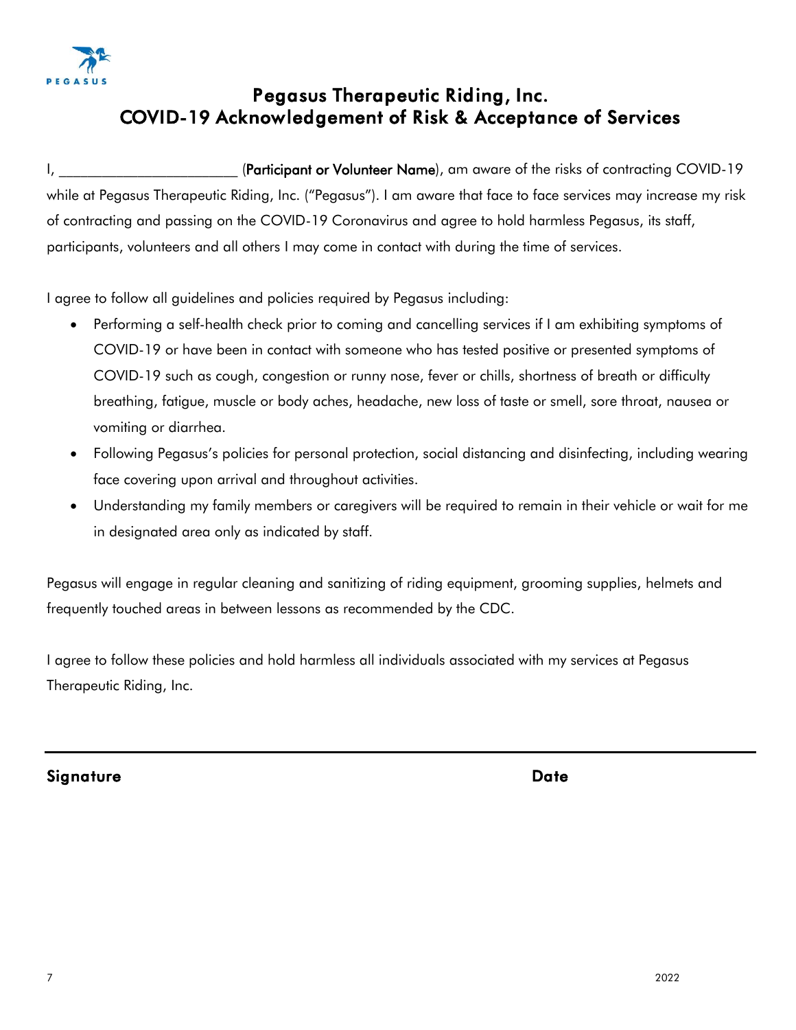PEGASUS

# Pegasus Therapeutic Riding, Inc.
# COVID-19 Acknowledgement of Risk & Acceptance of Services

I, ________________________ (**Participant or Volunteer Name**), am aware of the risks of contracting COVID-19 while at Pegasus Therapeutic Riding, Inc. ("Pegasus"). I am aware that face to face services may increase my risk of contracting and passing on the COVID-19 Coronavirus and agree to hold harmless Pegasus, its staff, participants, volunteers and all others I may come in contact with during the time of services.

I agree to follow all guidelines and policies required by Pegasus including:

- Performing a self-health check prior to coming and cancelling services if I am exhibiting symptoms of COVID-19 or have been in contact with someone who has tested positive or presented symptoms of COVID-19 such as cough, congestion or runny nose, fever or chills, shortness of breath or difficulty breathing, fatigue, muscle or body aches, headache, new loss of taste or smell, sore throat, nausea or vomiting or diarrhea.
- Following Pegasus's policies for personal protection, social distancing and disinfecting, including wearing face covering upon arrival and throughout activities.
- Understanding my family members or caregivers will be required to remain in their vehicle or wait for me in designated area only as indicated by staff.

Pegasus will engage in regular cleaning and sanitizing of riding equipment, grooming supplies, helmets and frequently touched areas in between lessons as recommended by the CDC.

I agree to follow these policies and hold harmless all individuals associated with my services at Pegasus Therapeutic Riding, Inc.

**Signature** **Date**

2022